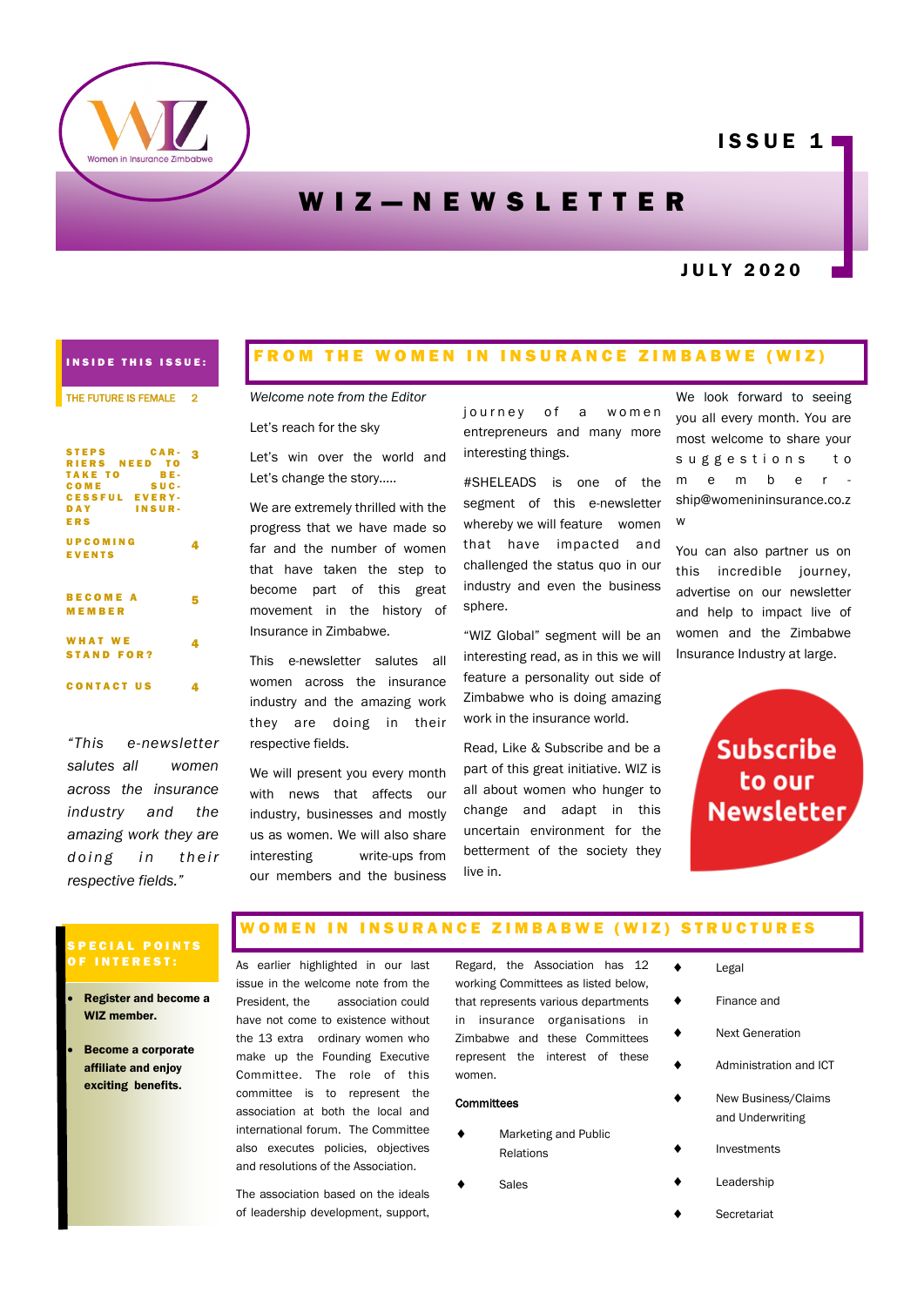Women in Insurance Zimbabwe

ISSUE 1

# WIZ—NEWSLETTER

JULY 2020

**INSIDE THIS ISSUE:**

| | |
|---|---|
| THE FUTURE IS FEMALE | 2 |
| STEPS CARRIERS NEED TO TAKE TO BECOME SUCCESSFUL EVERYDAY INSURERS | 3 |
| UPCOMING EVENTS | 4 |
| BECOME A MEMBER | 5 |
| WHAT WE STAND FOR? | 4 |
| CONTACT US | 4 |

*"This e-newsletter salutes all women across the insurance industry and the amazing work they are doing in their respective fields."*

## FROM THE WOMEN IN INSURANCE ZIMBABWE (WIZ)

*Welcome note from the Editor*

Let's reach for the sky

Let's win over the world and Let's change the story.....

We are extremely thrilled with the progress that we have made so far and the number of women that have taken the step to become part of this great movement in the history of Insurance in Zimbabwe.

This e-newsletter salutes all women across the insurance industry and the amazing work they are doing in their respective fields.

We will present you every month with news that affects our industry, businesses and mostly us as women. We will also share interesting write-ups from our members and the business journey of a women entrepreneurs and many more interesting things.

#SHELEADS is one of the segment of this e-newsletter whereby we will feature women that have impacted and challenged the status quo in our industry and even the business sphere.

"WIZ Global" segment will be an interesting read, as in this we will feature a personality out side of Zimbabwe who is doing amazing work in the insurance world.

Read, Like & Subscribe and be a part of this great initiative. WIZ is all about women who hunger to change and adapt in this uncertain environment for the betterment of the society they live in.

We look forward to seeing you all every month. You are most welcome to share your suggestions to membership@womenininsurance.co.zw

You can also partner us on this incredible journey, advertise on our newsletter and help to impact live of women and the Zimbabwe Insurance Industry at large.

**Subscribe to our Newsletter**

**SPECIAL POINTS OF INTEREST:**

- **Register and become a WIZ member.**
- **Become a corporate affiliate and enjoy exciting benefits.**

## WOMEN IN INSURANCE ZIMBABWE (WIZ) STRUCTURES

As earlier highlighted in our last issue in the welcome note from the President, the association could have not come to existence without the 13 extra ordinary women who make up the Founding Executive Committee. The role of this committee is to represent the association at both the local and international forum. The Committee also executes policies, objectives and resolutions of the Association.

The association based on the ideals of leadership development, support, Regard, the Association has 12 working Committees as listed below, that represents various departments in insurance organisations in Zimbabwe and these Committees represent the interest of these women.

**Committees**

- Marketing and Public Relations
- Sales
- Legal
- Finance and
- Next Generation
- Administration and ICT
- New Business/Claims and Underwriting
- Investments
- Leadership
- Secretariat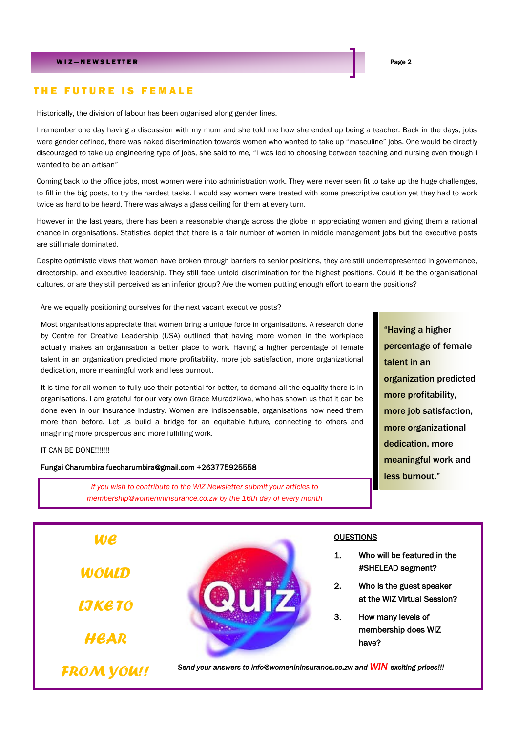## THE FUTURE IS FEMALE

Historically, the division of labour has been organised along gender lines.

I remember one day having a discussion with my mum and she told me how she ended up being a teacher. Back in the days, jobs were gender defined, there was naked discrimination towards women who wanted to take up "masculine" jobs. One would be directly discouraged to take up engineering type of jobs, she said to me, "I was led to choosing between teaching and nursing even though I wanted to be an artisan"

Coming back to the office jobs, most women were into administration work. They were never seen fit to take up the huge challenges, to fill in the big posts, to try the hardest tasks. I would say women were treated with some prescriptive caution yet they had to work twice as hard to be heard. There was always a glass ceiling for them at every turn.

However in the last years, there has been a reasonable change across the globe in appreciating women and giving them a rational chance in organisations. Statistics depict that there is a fair number of women in middle management jobs but the executive posts are still male dominated.

Despite optimistic views that women have broken through barriers to senior positions, they are still underrepresented in governance, directorship, and executive leadership. They still face untold discrimination for the highest positions. Could it be the organisational cultures, or are they still perceived as an inferior group? Are the women putting enough effort to earn the positions?

Are we equally positioning ourselves for the next vacant executive posts?

Most organisations appreciate that women bring a unique force in organisations. A research done by Centre for Creative Leadership (USA) outlined that having more women in the workplace actually makes an organisation a better place to work. Having a higher percentage of female talent in an organization predicted more profitability, more job satisfaction, more organizational dedication, more meaningful work and less burnout.

It is time for all women to fully use their potential for better, to demand all the equality there is in organisations. I am grateful for our very own Grace Muradzikwa, who has shown us that it can be done even in our Insurance Industry. Women are indispensable, organisations now need them more than before. Let us build a bridge for an equitable future, connecting to others and imagining more prosperous and more fulfilling work.

IT CAN BE DONE!!!!!!!

**Fungai Charumbira fuecharumbira@gmail.com +263775925558**

> **"Having a higher percentage of female talent in an organization predicted more profitability, more job satisfaction, more organizational dedication, more meaningful work and less burnout."**

*If you wish to contribute to the WIZ Newsletter submit your articles to membership@womenininsurance.co.zw by the 16th day of every month*

---

***WE WOULD LIKE TO HEAR FROM YOU!!***

**Quiz**

**QUESTIONS**

1. Who will be featured in the #SHELEAD segment?
2. Who is the guest speaker at the WIZ Virtual Session?
3. How many levels of membership does WIZ have?

*Send your answers to info@womenininsurance.co.zw and **WIN** exciting prices!!!*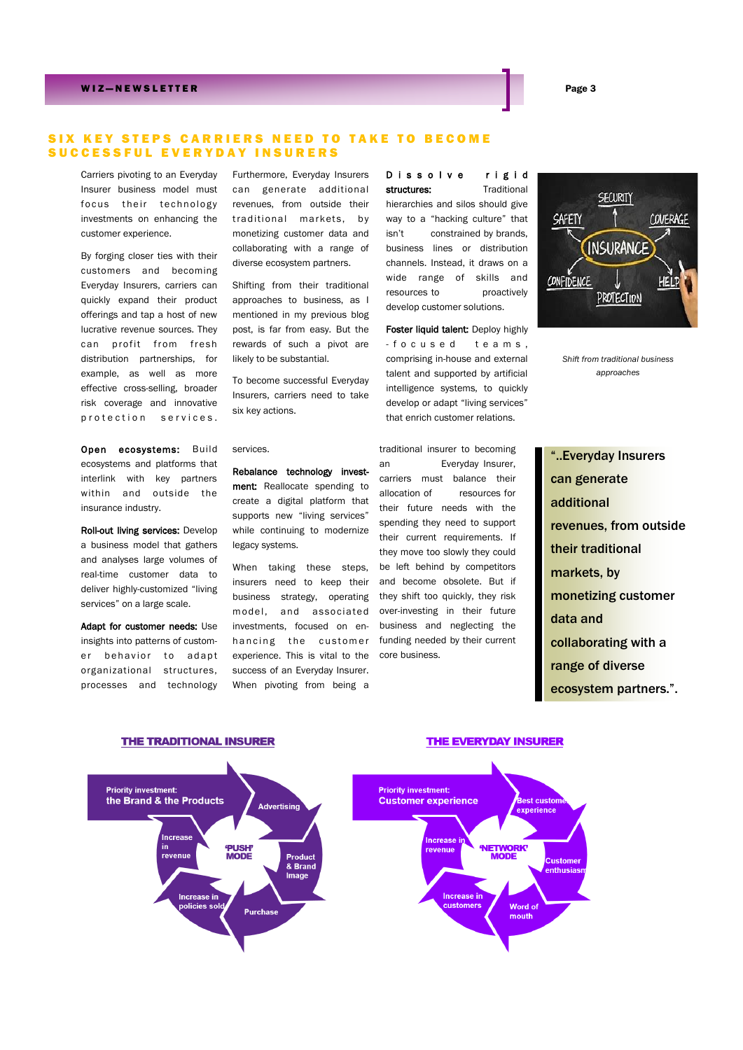## SIX KEY STEPS CARRIERS NEED TO TAKE TO BECOME SUCCESSFUL EVERYDAY INSURERS

Carriers pivoting to an Everyday Insurer business model must focus their technology investments on enhancing the customer experience.

By forging closer ties with their customers and becoming Everyday Insurers, carriers can quickly expand their product offerings and tap a host of new lucrative revenue sources. They can profit from fresh distribution partnerships, for example, as well as more effective cross-selling, broader risk coverage and innovative protection services.

Furthermore, Everyday Insurers can generate additional revenues, from outside their traditional markets, by monetizing customer data and collaborating with a range of diverse ecosystem partners.

Shifting from their traditional approaches to business, as I mentioned in my previous blog post, is far from easy. But the rewards of such a pivot are likely to be substantial.

To become successful Everyday Insurers, carriers need to take six key actions.

**Dissolve rigid structures:** Traditional hierarchies and silos should give way to a "hacking culture" that isn't constrained by brands, business lines or distribution channels. Instead, it draws on a wide range of skills and resources to proactively develop customer solutions.

**Foster liquid talent:** Deploy highly-focused teams, comprising in-house and external talent and supported by artificial intelligence systems, to quickly develop or adapt "living services" that enrich customer relations.

*Shift from traditional business approaches*

**Open ecosystems:** Build ecosystems and platforms that interlink with key partners within and outside the insurance industry.

**Roll-out living services:** Develop a business model that gathers and analyses large volumes of real-time customer data to deliver highly-customized "living services" on a large scale.

**Adapt for customer needs:** Use insights into patterns of customer behavior to adapt organizational structures, processes and technology services.

**Rebalance technology investment:** Reallocate spending to create a digital platform that supports new "living services" while continuing to modernize legacy systems.

When taking these steps, insurers need to keep their business strategy, operating model, and associated investments, focused on enhancing the customer experience. This is vital to the success of an Everyday Insurer. When pivoting from being a traditional insurer to becoming an Everyday Insurer, carriers must balance their allocation of resources for their future needs with the spending they need to support their current requirements. If they move too slowly they could be left behind by competitors and become obsolete. But if they shift too quickly, they risk over-investing in their future business and neglecting the funding needed by their current core business.

> "..Everyday Insurers can generate additional revenues, from outside their traditional markets, by monetizing customer data and collaborating with a range of diverse ecosystem partners.".

**THE TRADITIONAL INSURER**

Priority investment: the Brand & the Products — 'PUSH' MODE: Advertising → Product & Brand Image → Purchase → Increase in policies sold → Increase in revenue

**THE EVERYDAY INSURER**

Priority investment: Customer experience — 'NETWORK' MODE: Best customer experience → Customer enthusiasm → Word of mouth → Increase in customers → Increase in revenue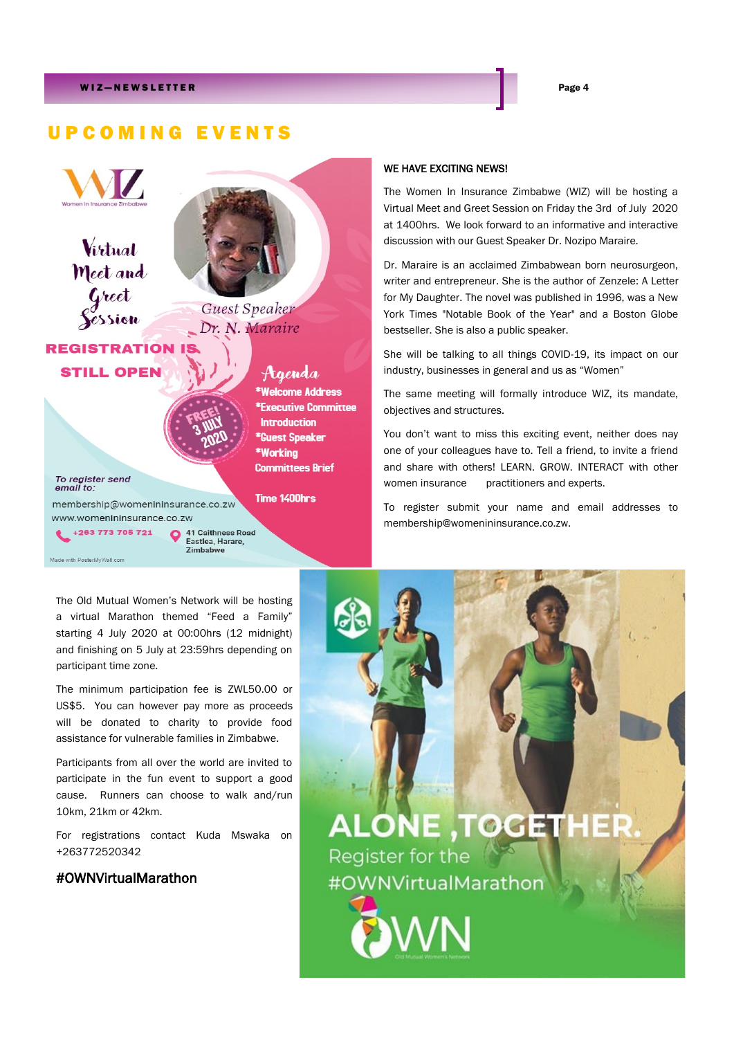# UPCOMING EVENTS

**WIZ** — Women in Insurance Zimbabwe

**Virtual Meet and Greet Session**

Guest Speaker
Dr. N. Maraire

**REGISTRATION IS STILL OPEN**

FREE! 3 JULY 2020

**Agenda**

- *Welcome Address
- *Executive Committee Introduction
- *Guest Speaker
- *Working Committees Brief

Time 1400hrs

*To register send email to:*

membership@womenininsurance.co.zw
www.womenininsurance.co.zw

+263 773 705 721

41 Caithness Road Eastlea, Harare, Zimbabwe

Made with PosterMyWall.com

**WE HAVE EXCITING NEWS!**

The Women In Insurance Zimbabwe (WIZ) will be hosting a Virtual Meet and Greet Session on Friday the 3rd of July 2020 at 1400hrs. We look forward to an informative and interactive discussion with our Guest Speaker Dr. Nozipo Maraire.

Dr. Maraire is an acclaimed Zimbabwean born neurosurgeon, writer and entrepreneur. She is the author of Zenzele: A Letter for My Daughter. The novel was published in 1996, was a New York Times "Notable Book of the Year" and a Boston Globe bestseller. She is also a public speaker.

She will be talking to all things COVID-19, its impact on our industry, businesses in general and us as "Women"

The same meeting will formally introduce WIZ, its mandate, objectives and structures.

You don't want to miss this exciting event, neither does nay one of your colleagues have to. Tell a friend, to invite a friend and share with others! LEARN. GROW. INTERACT with other women insurance practitioners and experts.

To register submit your name and email addresses to membership@womenininsurance.co.zw.

The Old Mutual Women's Network will be hosting a virtual Marathon themed "Feed a Family" starting 4 July 2020 at 00:00hrs (12 midnight) and finishing on 5 July at 23:59hrs depending on participant time zone.

The minimum participation fee is ZWL50.00 or US$5. You can however pay more as proceeds will be donated to charity to provide food assistance for vulnerable families in Zimbabwe.

Participants from all over the world are invited to participate in the fun event to support a good cause. Runners can choose to walk and/run 10km, 21km or 42km.

For registrations contact Kuda Mswaka on +263772520342

**#OWNVirtualMarathon**

**ALONE ,TOGETHER.**
Register for the #OWNVirtualMarathon

OWN — Old Mutual Women's Network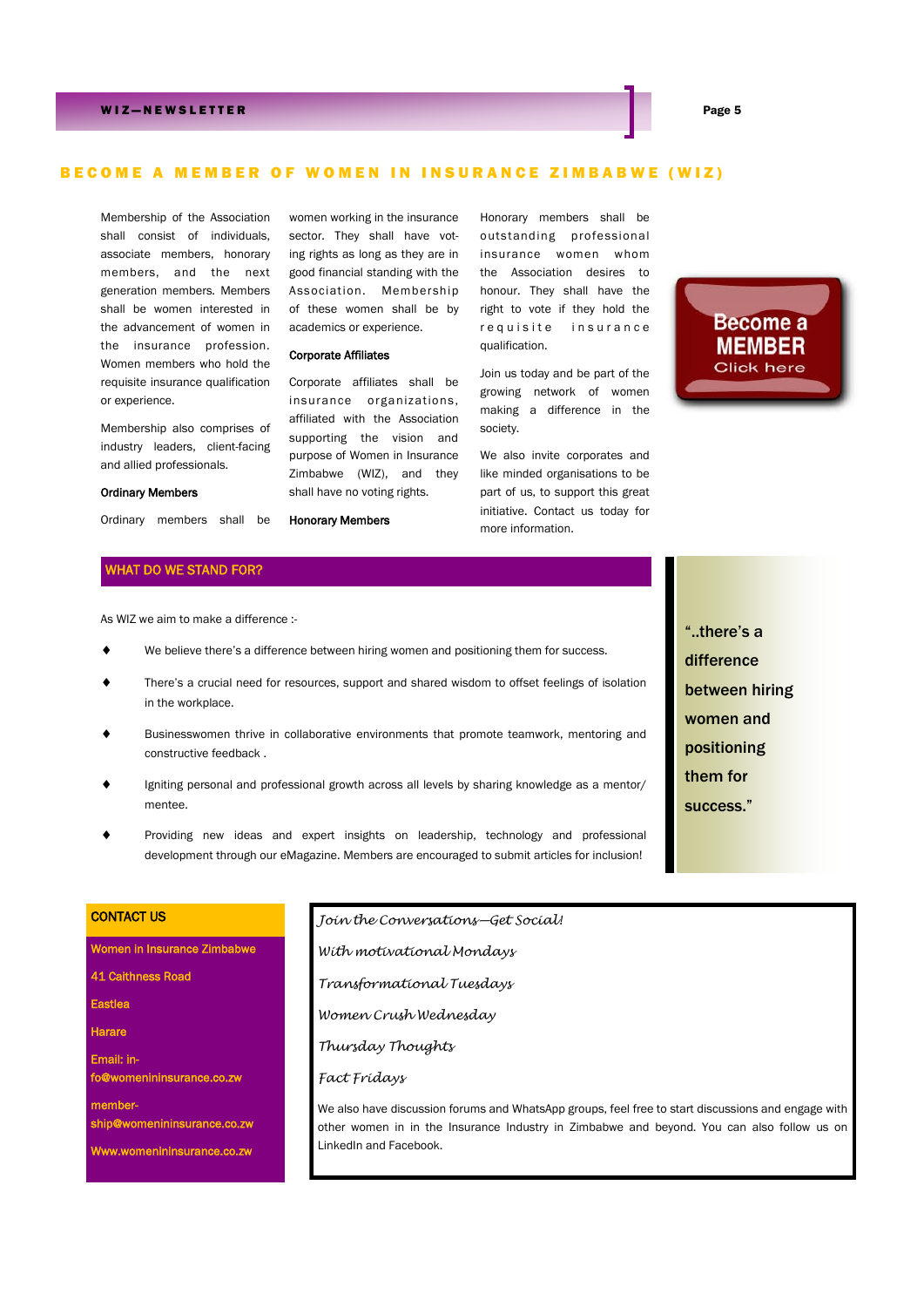## BECOME A MEMBER OF WOMEN IN INSURANCE ZIMBABWE (WIZ)

Membership of the Association shall consist of individuals, associate members, honorary members, and the next generation members. Members shall be women interested in the advancement of women in the insurance profession. Women members who hold the requisite insurance qualification or experience.

Membership also comprises of industry leaders, client-facing and allied professionals.

**Ordinary Members**

Ordinary members shall be women working in the insurance sector. They shall have voting rights as long as they are in good financial standing with the Association. Membership of these women shall be by academics or experience.

**Corporate Affiliates**

Corporate affiliates shall be insurance organizations, affiliated with the Association supporting the vision and purpose of Women in Insurance Zimbabwe (WIZ), and they shall have no voting rights.

**Honorary Members**

Honorary members shall be outstanding professional insurance women whom the Association desires to honour. They shall have the right to vote if they hold the requisite insurance qualification.

Join us today and be part of the growing network of women making a difference in the society.

We also invite corporates and like minded organisations to be part of us, to support this great initiative. Contact us today for more information.

Become a MEMBER
Click here

## WHAT DO WE STAND FOR?

As WIZ we aim to make a difference :-

- We believe there's a difference between hiring women and positioning them for success.
- There's a crucial need for resources, support and shared wisdom to offset feelings of isolation in the workplace.
- Businesswomen thrive in collaborative environments that promote teamwork, mentoring and constructive feedback .
- Igniting personal and professional growth across all levels by sharing knowledge as a mentor/ mentee.
- Providing new ideas and expert insights on leadership, technology and professional development through our eMagazine. Members are encouraged to submit articles for inclusion!

"..there's a difference between hiring women and positioning them for success."

## CONTACT US

Women in Insurance Zimbabwe

41 Caithness Road

Eastlea

Harare

Email: info@womenininsurance.co.zw

membership@womenininsurance.co.zw

Www.womenininsurance.co.zw

*Join the Conversations—Get Social!*

*With motivational Mondays*

*Transformational Tuesdays*

*Women Crush Wednesday*

*Thursday Thoughts*

*Fact Fridays*

We also have discussion forums and WhatsApp groups, feel free to start discussions and engage with other women in in the Insurance Industry in Zimbabwe and beyond. You can also follow us on LinkedIn and Facebook.